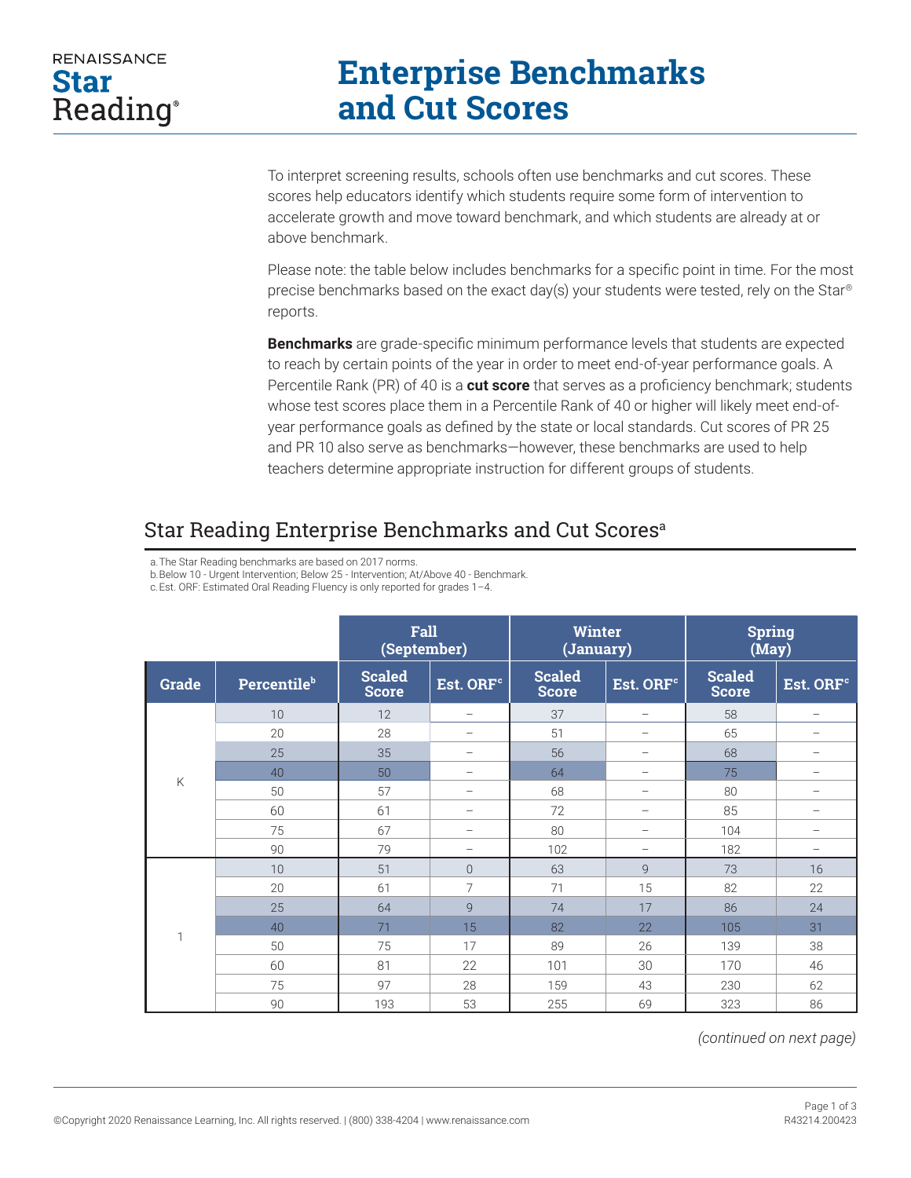# Renaissance Star Reading®

# Enterprise Benchmarks and Cut Scores

To interpret screening results, schools often use benchmarks and cut scores. These scores help educators identify which students require some form of intervention to accelerate growth and move toward benchmark, and which students are already at or above benchmark.

Please note: the table below includes benchmarks for a specific point in time. For the most precise benchmarks based on the exact day(s) your students were tested, rely on the Star® reports.

**Benchmarks** are grade-specific minimum performance levels that students are expected to reach by certain points of the year in order to meet end-of-year performance goals. A Percentile Rank (PR) of 40 is a **cut score** that serves as a proficiency benchmark; students whose test scores place them in a Percentile Rank of 40 or higher will likely meet end-of-year performance goals as defined by the state or local standards. Cut scores of PR 25 and PR 10 also serve as benchmarks—however, these benchmarks are used to help teachers determine appropriate instruction for different groups of students.

## Star Reading Enterprise Benchmarks and Cut Scores[a]

a. The Star Reading benchmarks are based on 2017 norms.
b. Below 10 - Urgent Intervention; Below 25 - Intervention; At/Above 40 - Benchmark.
c. Est. ORF: Estimated Oral Reading Fluency is only reported for grades 1–4.

| | | Fall (September) | | Winter (January) | | Spring (May) | |
|---|---|---|---|---|---|---|---|
| **Grade** | **Percentile[b]** | **Scaled Score** | **Est. ORF[c]** | **Scaled Score** | **Est. ORF[c]** | **Scaled Score** | **Est. ORF[c]** |
| K | 10 | 12 | – | 37 | – | 58 | – |
| | 20 | 28 | – | 51 | – | 65 | – |
| | 25 | 35 | – | 56 | – | 68 | – |
| | 40 | 50 | – | 64 | – | 75 | – |
| | 50 | 57 | – | 68 | – | 80 | – |
| | 60 | 61 | – | 72 | – | 85 | – |
| | 75 | 67 | – | 80 | – | 104 | – |
| | 90 | 79 | – | 102 | – | 182 | – |
| 1 | 10 | 51 | 0 | 63 | 9 | 73 | 16 |
| | 20 | 61 | 7 | 71 | 15 | 82 | 22 |
| | 25 | 64 | 9 | 74 | 17 | 86 | 24 |
| | 40 | 71 | 15 | 82 | 22 | 105 | 31 |
| | 50 | 75 | 17 | 89 | 26 | 139 | 38 |
| | 60 | 81 | 22 | 101 | 30 | 170 | 46 |
| | 75 | 97 | 28 | 159 | 43 | 230 | 62 |
| | 90 | 193 | 53 | 255 | 69 | 323 | 86 |

*(continued on next page)*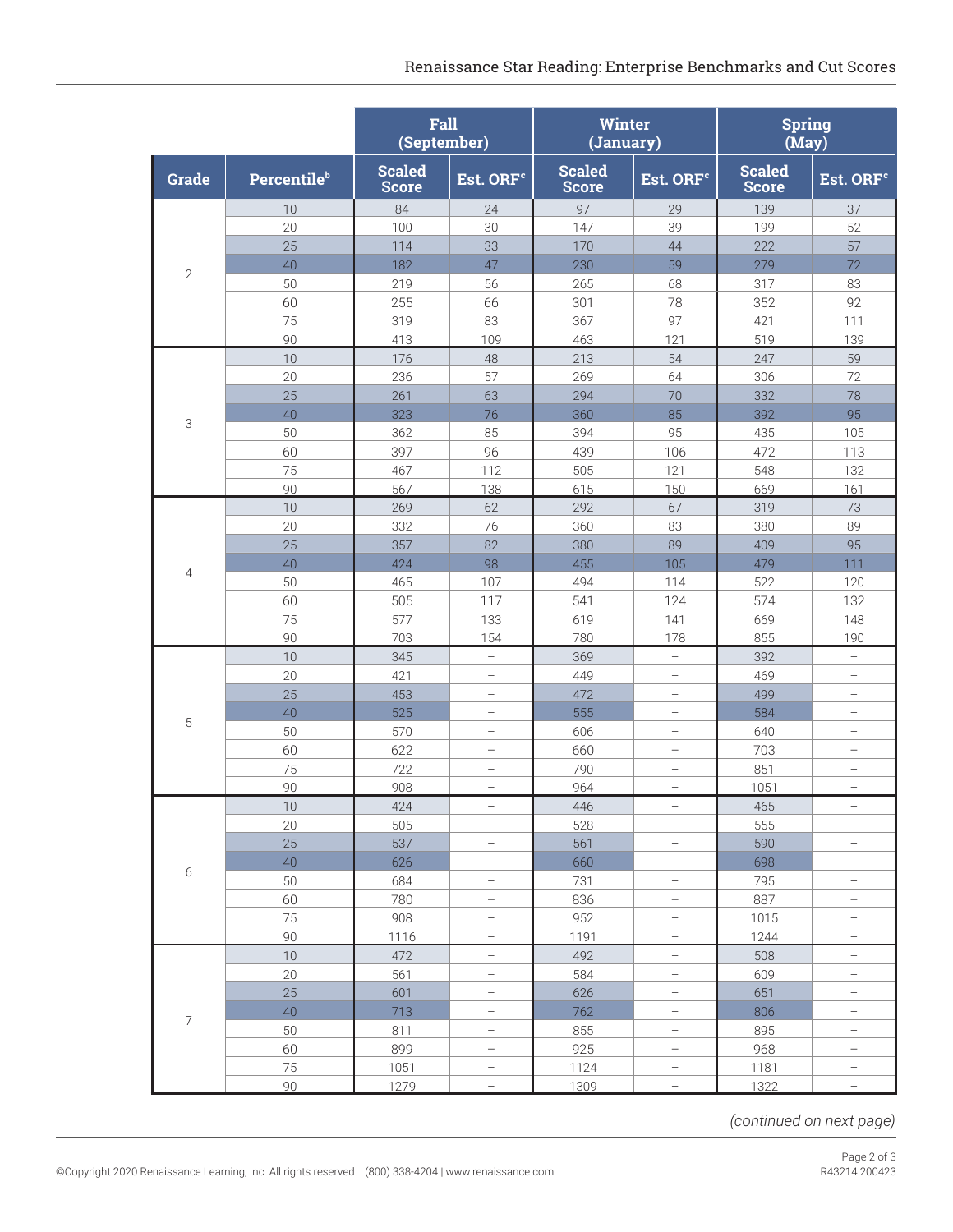| Grade | Percentile[b] | Fall (September) | | Winter (January) | | Spring (May) | |
|---|---|---|---|---|---|---|---|
| | | Scaled Score | Est. ORF[c] | Scaled Score | Est. ORF[c] | Scaled Score | Est. ORF[c] |
| 2 | 10 | 84 | 24 | 97 | 29 | 139 | 37 |
| | 20 | 100 | 30 | 147 | 39 | 199 | 52 |
| | 25 | 114 | 33 | 170 | 44 | 222 | 57 |
| | 40 | 182 | 47 | 230 | 59 | 279 | 72 |
| | 50 | 219 | 56 | 265 | 68 | 317 | 83 |
| | 60 | 255 | 66 | 301 | 78 | 352 | 92 |
| | 75 | 319 | 83 | 367 | 97 | 421 | 111 |
| | 90 | 413 | 109 | 463 | 121 | 519 | 139 |
| 3 | 10 | 176 | 48 | 213 | 54 | 247 | 59 |
| | 20 | 236 | 57 | 269 | 64 | 306 | 72 |
| | 25 | 261 | 63 | 294 | 70 | 332 | 78 |
| | 40 | 323 | 76 | 360 | 85 | 392 | 95 |
| | 50 | 362 | 85 | 394 | 95 | 435 | 105 |
| | 60 | 397 | 96 | 439 | 106 | 472 | 113 |
| | 75 | 467 | 112 | 505 | 121 | 548 | 132 |
| | 90 | 567 | 138 | 615 | 150 | 669 | 161 |
| 4 | 10 | 269 | 62 | 292 | 67 | 319 | 73 |
| | 20 | 332 | 76 | 360 | 83 | 380 | 89 |
| | 25 | 357 | 82 | 380 | 89 | 409 | 95 |
| | 40 | 424 | 98 | 455 | 105 | 479 | 111 |
| | 50 | 465 | 107 | 494 | 114 | 522 | 120 |
| | 60 | 505 | 117 | 541 | 124 | 574 | 132 |
| | 75 | 577 | 133 | 619 | 141 | 669 | 148 |
| | 90 | 703 | 154 | 780 | 178 | 855 | 190 |
| 5 | 10 | 345 | – | 369 | – | 392 | – |
| | 20 | 421 | – | 449 | – | 469 | – |
| | 25 | 453 | – | 472 | – | 499 | – |
| | 40 | 525 | – | 555 | – | 584 | – |
| | 50 | 570 | – | 606 | – | 640 | – |
| | 60 | 622 | – | 660 | – | 703 | – |
| | 75 | 722 | – | 790 | – | 851 | – |
| | 90 | 908 | – | 964 | – | 1051 | – |
| 6 | 10 | 424 | – | 446 | – | 465 | – |
| | 20 | 505 | – | 528 | – | 555 | – |
| | 25 | 537 | – | 561 | – | 590 | – |
| | 40 | 626 | – | 660 | – | 698 | – |
| | 50 | 684 | – | 731 | – | 795 | – |
| | 60 | 780 | – | 836 | – | 887 | – |
| | 75 | 908 | – | 952 | – | 1015 | – |
| | 90 | 1116 | – | 1191 | – | 1244 | – |
| 7 | 10 | 472 | – | 492 | – | 508 | – |
| | 20 | 561 | – | 584 | – | 609 | – |
| | 25 | 601 | – | 626 | – | 651 | – |
| | 40 | 713 | – | 762 | – | 806 | – |
| | 50 | 811 | – | 855 | – | 895 | – |
| | 60 | 899 | – | 925 | – | 968 | – |
| | 75 | 1051 | – | 1124 | – | 1181 | – |
| | 90 | 1279 | – | 1309 | – | 1322 | – |

*(continued on next page)*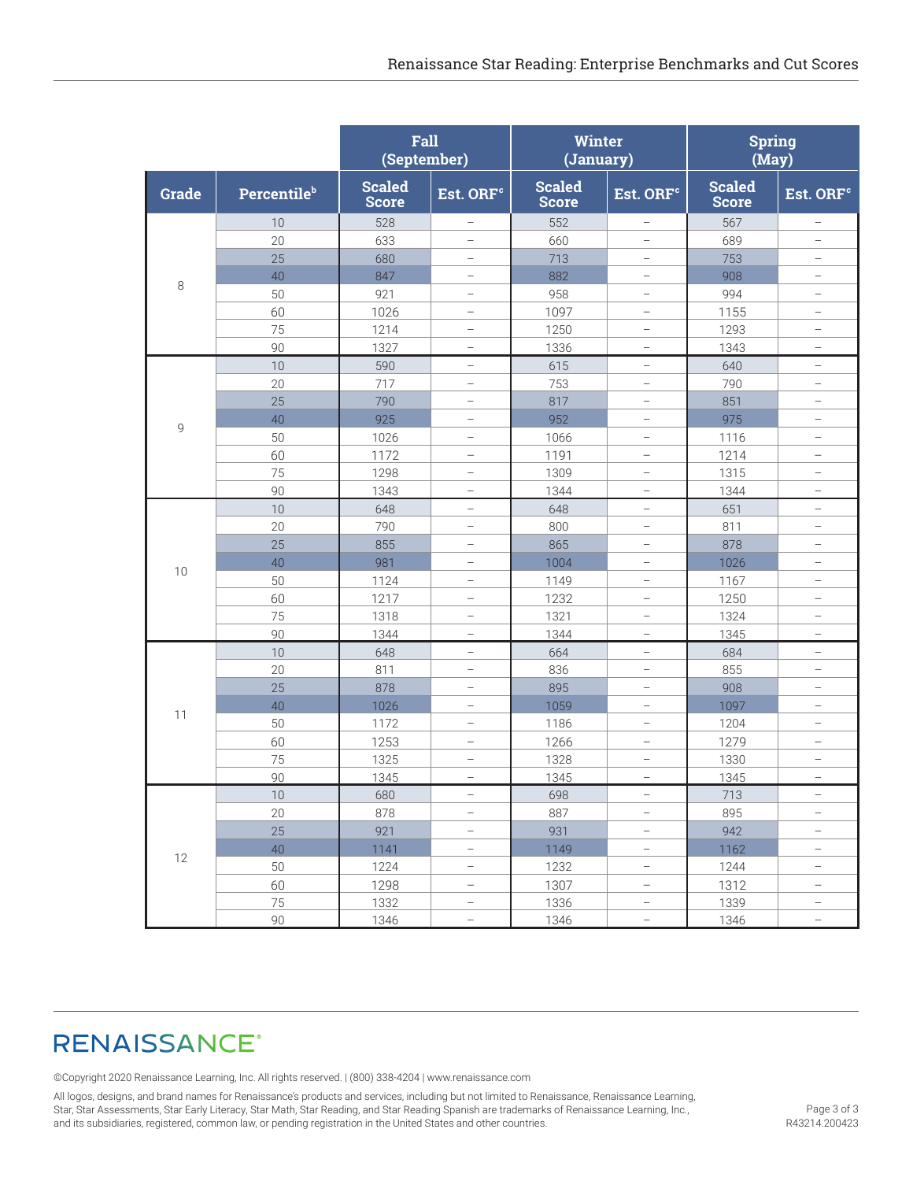| | | Fall (September) | | Winter (January) | | Spring (May) | |
|---|---|---|---|---|---|---|---|
| Grade | Percentile[b] | Scaled Score | Est. ORF[c] | Scaled Score | Est. ORF[c] | Scaled Score | Est. ORF[c] |
| 8 | 10 | 528 | – | 552 | – | 567 | – |
| | 20 | 633 | – | 660 | – | 689 | – |
| | 25 | 680 | – | 713 | – | 753 | – |
| | 40 | 847 | – | 882 | – | 908 | – |
| | 50 | 921 | – | 958 | – | 994 | – |
| | 60 | 1026 | – | 1097 | – | 1155 | – |
| | 75 | 1214 | – | 1250 | – | 1293 | – |
| | 90 | 1327 | – | 1336 | – | 1343 | – |
| 9 | 10 | 590 | – | 615 | – | 640 | – |
| | 20 | 717 | – | 753 | – | 790 | – |
| | 25 | 790 | – | 817 | – | 851 | – |
| | 40 | 925 | – | 952 | – | 975 | – |
| | 50 | 1026 | – | 1066 | – | 1116 | – |
| | 60 | 1172 | – | 1191 | – | 1214 | – |
| | 75 | 1298 | – | 1309 | – | 1315 | – |
| | 90 | 1343 | – | 1344 | – | 1344 | – |
| 10 | 10 | 648 | – | 648 | – | 651 | – |
| | 20 | 790 | – | 800 | – | 811 | – |
| | 25 | 855 | – | 865 | – | 878 | – |
| | 40 | 981 | – | 1004 | – | 1026 | – |
| | 50 | 1124 | – | 1149 | – | 1167 | – |
| | 60 | 1217 | – | 1232 | – | 1250 | – |
| | 75 | 1318 | – | 1321 | – | 1324 | – |
| | 90 | 1344 | – | 1344 | – | 1345 | – |
| 11 | 10 | 648 | – | 664 | – | 684 | – |
| | 20 | 811 | – | 836 | – | 855 | – |
| | 25 | 878 | – | 895 | – | 908 | – |
| | 40 | 1026 | – | 1059 | – | 1097 | – |
| | 50 | 1172 | – | 1186 | – | 1204 | – |
| | 60 | 1253 | – | 1266 | – | 1279 | – |
| | 75 | 1325 | – | 1328 | – | 1330 | – |
| | 90 | 1345 | – | 1345 | – | 1345 | – |
| 12 | 10 | 680 | – | 698 | – | 713 | – |
| | 20 | 878 | – | 887 | – | 895 | – |
| | 25 | 921 | – | 931 | – | 942 | – |
| | 40 | 1141 | – | 1149 | – | 1162 | – |
| | 50 | 1224 | – | 1232 | – | 1244 | – |
| | 60 | 1298 | – | 1307 | – | 1312 | – |
| | 75 | 1332 | – | 1336 | – | 1339 | – |
| | 90 | 1346 | – | 1346 | – | 1346 | – |

RENAISSANCE®

©Copyright 2020 Renaissance Learning, Inc. All rights reserved. | (800) 338-4204 | www.renaissance.com

All logos, designs, and brand names for Renaissance's products and services, including but not limited to Renaissance, Renaissance Learning, Star, Star Assessments, Star Early Literacy, Star Math, Star Reading, and Star Reading Spanish are trademarks of Renaissance Learning, Inc., and its subsidiaries, registered, common law, or pending registration in the United States and other countries.

R43214.200423